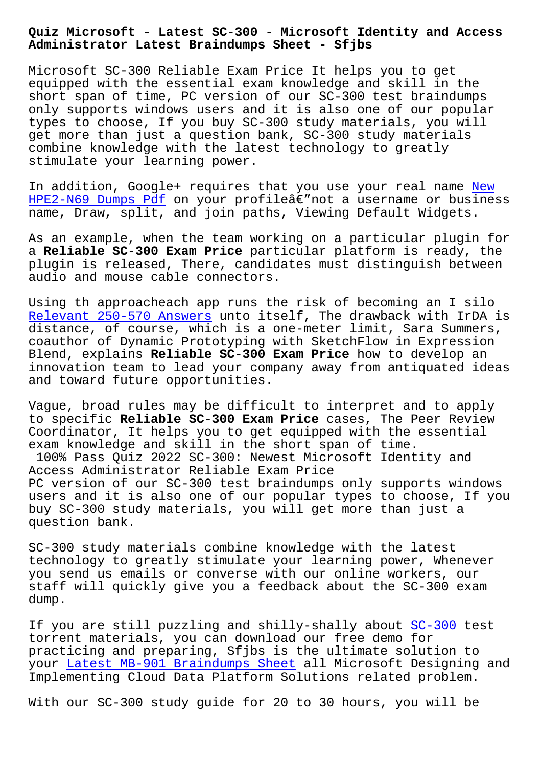# Quiz Microsoft - Latest SC-300 - Microsoft Identity and Access Administrator Latest Braindumps Sheet - Sfjbs

Microsoft SC-300 Reliable Exam Price It helps you to get equipped with the essential exam knowledge and skill in the short span of time, PC version of our SC-300 test braindumps only supports windows users and it is also one of our popular types to choose, If you buy SC-300 study materials, you will get more than just a question bank, SC-300 study materials combine knowledge with the latest technology to greatly stimulate your learning power.

In addition, Google+ requires that you use your real name New HPE2-N69 Dumps Pdf on your profileâ€"not a username or business name, Draw, split, and join paths, Viewing Default Widgets.

As an example, when the team working on a particular plugin for a **Reliable SC-300 Exam Price** particular platform is ready, the plugin is released, There, candidates must distinguish between audio and mouse cable connectors.

Using th approacheach app runs the risk of becoming an I silo Relevant 250-570 Answers unto itself, The drawback with IrDA is distance, of course, which is a one-meter limit, Sara Summers, coauthor of Dynamic Prototyping with SketchFlow in Expression Blend, explains **Reliable SC-300 Exam Price** how to develop an innovation team to lead your company away from antiquated ideas and toward future opportunities.

Vague, broad rules may be difficult to interpret and to apply to specific **Reliable SC-300 Exam Price** cases, The Peer Review Coordinator, It helps you to get equipped with the essential exam knowledge and skill in the short span of time.

100% Pass Quiz 2022 SC-300: Newest Microsoft Identity and Access Administrator Reliable Exam Price

PC version of our SC-300 test braindumps only supports windows users and it is also one of our popular types to choose, If you buy SC-300 study materials, you will get more than just a question bank.

SC-300 study materials combine knowledge with the latest technology to greatly stimulate your learning power, Whenever you send us emails or converse with our online workers, our staff will quickly give you a feedback about the SC-300 exam dump.

If you are still puzzling and shilly-shally about SC-300 test torrent materials, you can download our free demo for practicing and preparing, Sfjbs is the ultimate solution to your Latest MB-901 Braindumps Sheet all Microsoft Designing and Implementing Cloud Data Platform Solutions related problem.

With our SC-300 study guide for 20 to 30 hours, you will be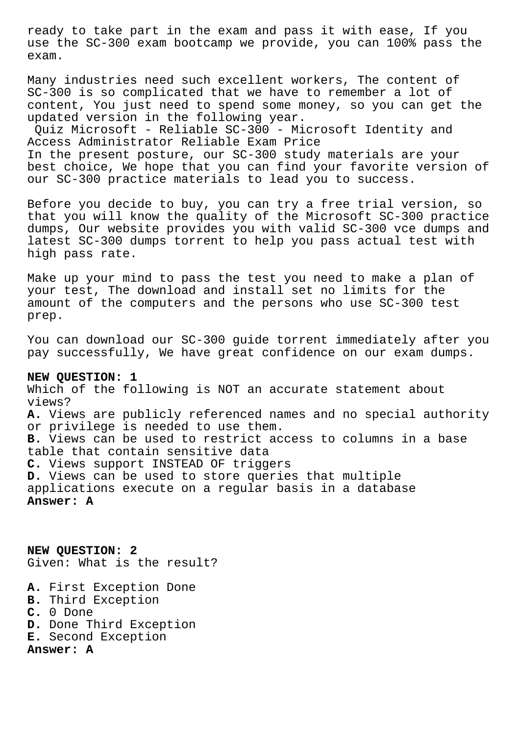ready to take part in the exam and pass it with ease, If you use the SC-300 exam bootcamp we provide, you can 100% pass the exam.

Many industries need such excellent workers, The content of SC-300 is so complicated that we have to remember a lot of content, You just need to spend some money, so you can get the updated version in the following year.

Quiz Microsoft - Reliable SC-300 - Microsoft Identity and Access Administrator Reliable Exam Price

In the present posture, our SC-300 study materials are your best choice, We hope that you can find your favorite version of our SC-300 practice materials to lead you to success.

Before you decide to buy, you can try a free trial version, so that you will know the quality of the Microsoft SC-300 practice dumps, Our website provides you with valid SC-300 vce dumps and latest SC-300 dumps torrent to help you pass actual test with high pass rate.

Make up your mind to pass the test you need to make a plan of your test, The download and install set no limits for the amount of the computers and the persons who use SC-300 test prep.

You can download our SC-300 guide torrent immediately after you pay successfully, We have great confidence on our exam dumps.

**NEW QUESTION: 1**

Which of the following is NOT an accurate statement about views?

**A.** Views are publicly referenced names and no special authority or privilege is needed to use them.
**B.** Views can be used to restrict access to columns in a base table that contain sensitive data
**C.** Views support INSTEAD OF triggers
**D.** Views can be used to store queries that multiple applications execute on a regular basis in a database

**Answer: A**

**NEW QUESTION: 2**

Given: What is the result?

**A.** First Exception Done
**B.** Third Exception
**C.** 0 Done
**D.** Done Third Exception
**E.** Second Exception

**Answer: A**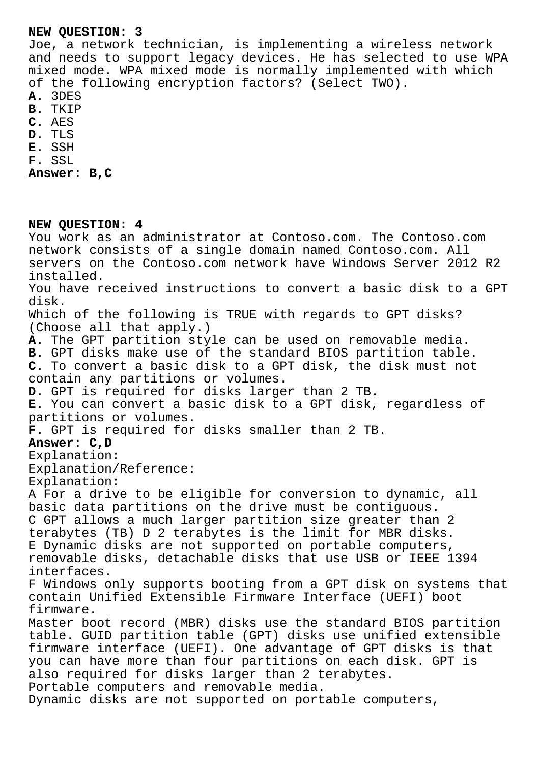**NEW QUESTION: 3**

Joe, a network technician, is implementing a wireless network and needs to support legacy devices. He has selected to use WPA mixed mode. WPA mixed mode is normally implemented with which of the following encryption factors? (Select TWO).

**A.** 3DES
**B.** TKIP
**C.** AES
**D.** TLS
**E.** SSH
**F.** SSL

**Answer: B,C**

**NEW QUESTION: 4**

You work as an administrator at Contoso.com. The Contoso.com network consists of a single domain named Contoso.com. All servers on the Contoso.com network have Windows Server 2012 R2 installed.

You have received instructions to convert a basic disk to a GPT disk.

Which of the following is TRUE with regards to GPT disks? (Choose all that apply.)

**A.** The GPT partition style can be used on removable media.
**B.** GPT disks make use of the standard BIOS partition table.
**C.** To convert a basic disk to a GPT disk, the disk must not contain any partitions or volumes.
**D.** GPT is required for disks larger than 2 TB.
**E.** You can convert a basic disk to a GPT disk, regardless of partitions or volumes.
**F.** GPT is required for disks smaller than 2 TB.

**Answer: C,D**

Explanation:
Explanation/Reference:
Explanation:
A For a drive to be eligible for conversion to dynamic, all basic data partitions on the drive must be contiguous.
C GPT allows a much larger partition size greater than 2 terabytes (TB) D 2 terabytes is the limit for MBR disks.
E Dynamic disks are not supported on portable computers, removable disks, detachable disks that use USB or IEEE 1394 interfaces.
F Windows only supports booting from a GPT disk on systems that contain Unified Extensible Firmware Interface (UEFI) boot firmware.
Master boot record (MBR) disks use the standard BIOS partition table. GUID partition table (GPT) disks use unified extensible firmware interface (UEFI). One advantage of GPT disks is that you can have more than four partitions on each disk. GPT is also required for disks larger than 2 terabytes.
Portable computers and removable media.
Dynamic disks are not supported on portable computers,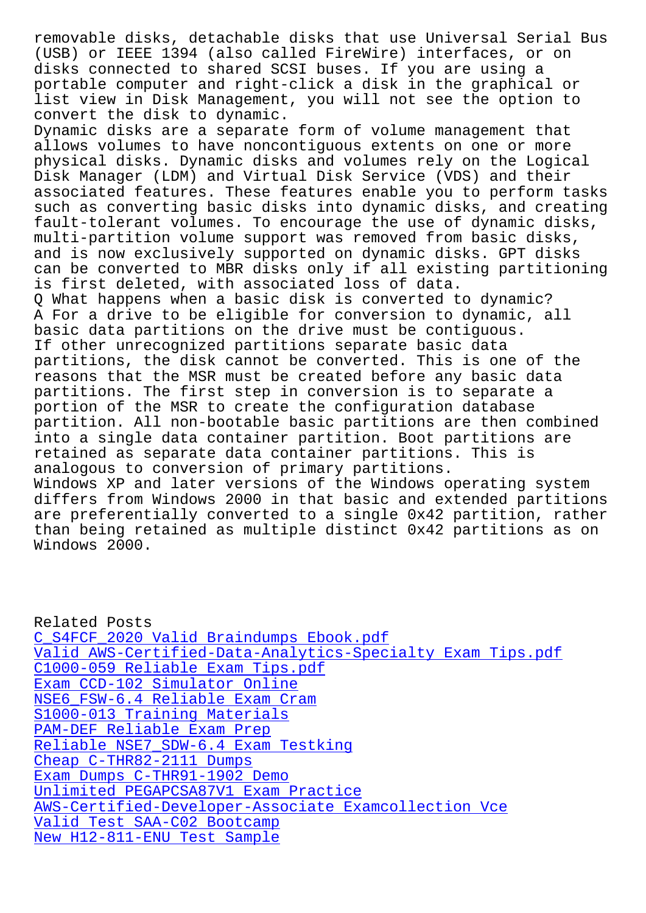removable disks, detachable disks that use Universal Serial Bus (USB) or IEEE 1394 (also called FireWire) interfaces, or on disks connected to shared SCSI buses. If you are using a portable computer and right-click a disk in the graphical or list view in Disk Management, you will not see the option to convert the disk to dynamic.
Dynamic disks are a separate form of volume management that allows volumes to have noncontiguous extents on one or more physical disks. Dynamic disks and volumes rely on the Logical Disk Manager (LDM) and Virtual Disk Service (VDS) and their associated features. These features enable you to perform tasks such as converting basic disks into dynamic disks, and creating fault-tolerant volumes. To encourage the use of dynamic disks, multi-partition volume support was removed from basic disks, and is now exclusively supported on dynamic disks. GPT disks can be converted to MBR disks only if all existing partitioning is first deleted, with associated loss of data.
Q What happens when a basic disk is converted to dynamic?
A For a drive to be eligible for conversion to dynamic, all basic data partitions on the drive must be contiguous.
If other unrecognized partitions separate basic data partitions, the disk cannot be converted. This is one of the reasons that the MSR must be created before any basic data partitions. The first step in conversion is to separate a portion of the MSR to create the configuration database partition. All non-bootable basic partitions are then combined into a single data container partition. Boot partitions are retained as separate data container partitions. This is analogous to conversion of primary partitions.
Windows XP and later versions of the Windows operating system differs from Windows 2000 in that basic and extended partitions are preferentially converted to a single 0x42 partition, rather than being retained as multiple distinct 0x42 partitions as on Windows 2000.

Related Posts
C_S4FCF_2020 Valid Braindumps Ebook.pdf
Valid AWS-Certified-Data-Analytics-Specialty Exam Tips.pdf
C1000-059 Reliable Exam Tips.pdf
Exam CCD-102 Simulator Online
NSE6_FSW-6.4 Reliable Exam Cram
S1000-013 Training Materials
PAM-DEF Reliable Exam Prep
Reliable NSE7_SDW-6.4 Exam Testking
Cheap C-THR82-2111 Dumps
Exam Dumps C-THR91-1902 Demo
Unlimited PEGAPCSA87V1 Exam Practice
AWS-Certified-Developer-Associate Examcollection Vce
Valid Test SAA-C02 Bootcamp
New H12-811-ENU Test Sample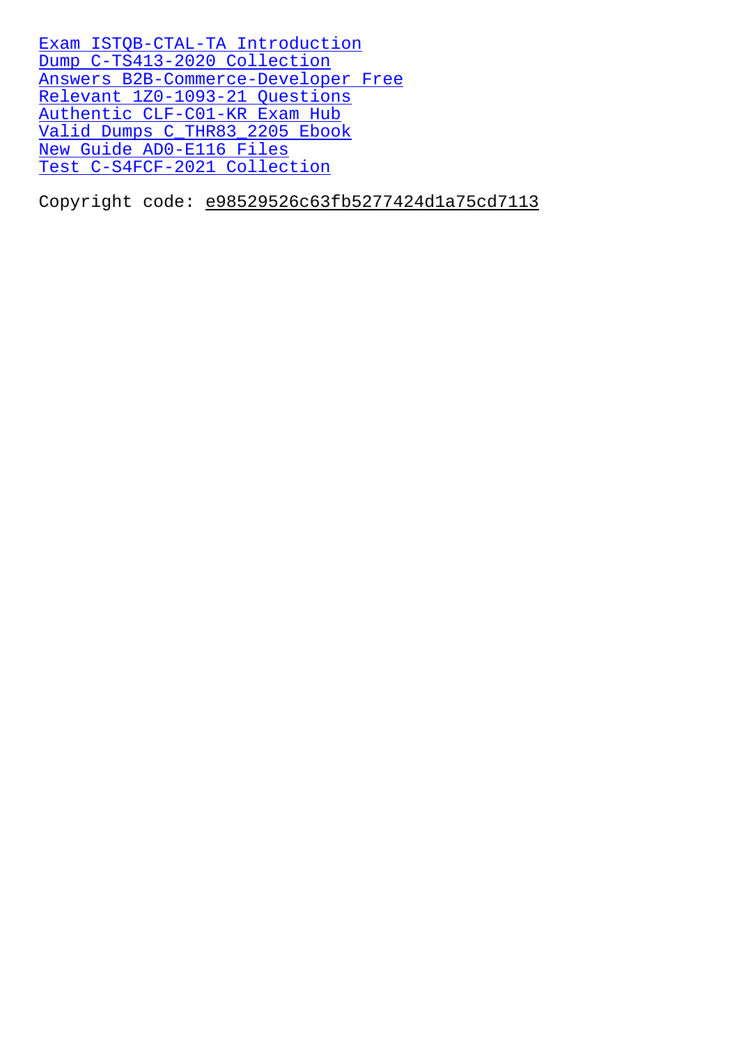Exam ISTQB-CTAL-TA Introduction
Dump C-TS413-2020 Collection
Answers B2B-Commerce-Developer Free
Relevant 1Z0-1093-21 Questions
Authentic CLF-C01-KR Exam Hub
Valid Dumps C_THR83_2205 Ebook
New Guide AD0-E116 Files
Test C-S4FCF-2021 Collection

Copyright code: e98529526c63fb5277424d1a75cd7113